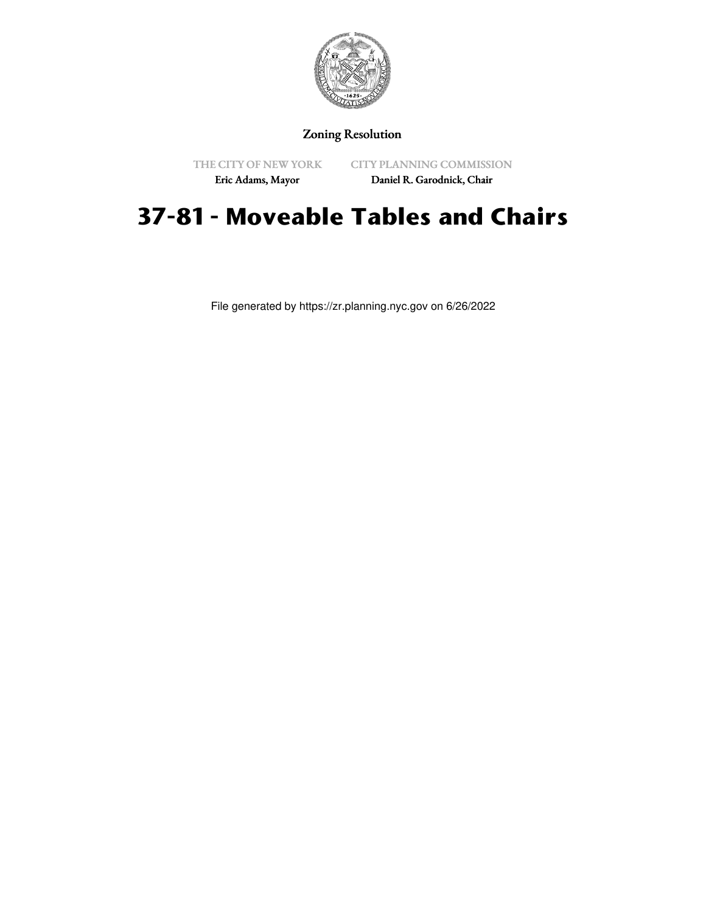Zoning Resolution

THE CITY OF NEW YORK
Eric Adams, Mayor

CITY PLANNING COMMISSION
Daniel R. Garodnick, Chair

# 37-81 - Moveable Tables and Chairs

File generated by https://zr.planning.nyc.gov on 6/26/2022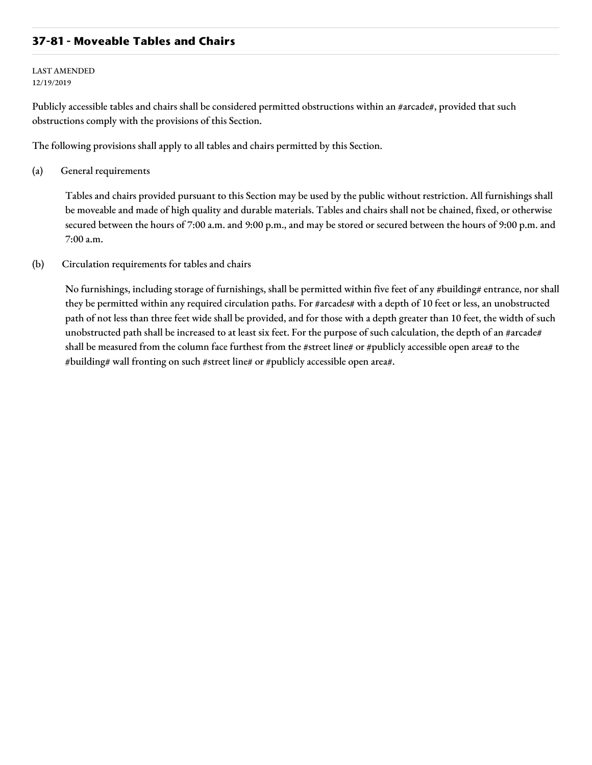## 37-81 - Moveable Tables and Chairs

LAST AMENDED
12/19/2019

Publicly accessible tables and chairs shall be considered permitted obstructions within an #arcade#, provided that such obstructions comply with the provisions of this Section.

The following provisions shall apply to all tables and chairs permitted by this Section.

(a) General requirements

Tables and chairs provided pursuant to this Section may be used by the public without restriction. All furnishings shall be moveable and made of high quality and durable materials. Tables and chairs shall not be chained, fixed, or otherwise secured between the hours of 7:00 a.m. and 9:00 p.m., and may be stored or secured between the hours of 9:00 p.m. and 7:00 a.m.

(b) Circulation requirements for tables and chairs

No furnishings, including storage of furnishings, shall be permitted within five feet of any #building# entrance, nor shall they be permitted within any required circulation paths. For #arcades# with a depth of 10 feet or less, an unobstructed path of not less than three feet wide shall be provided, and for those with a depth greater than 10 feet, the width of such unobstructed path shall be increased to at least six feet. For the purpose of such calculation, the depth of an #arcade# shall be measured from the column face furthest from the #street line# or #publicly accessible open area# to the #building# wall fronting on such #street line# or #publicly accessible open area#.